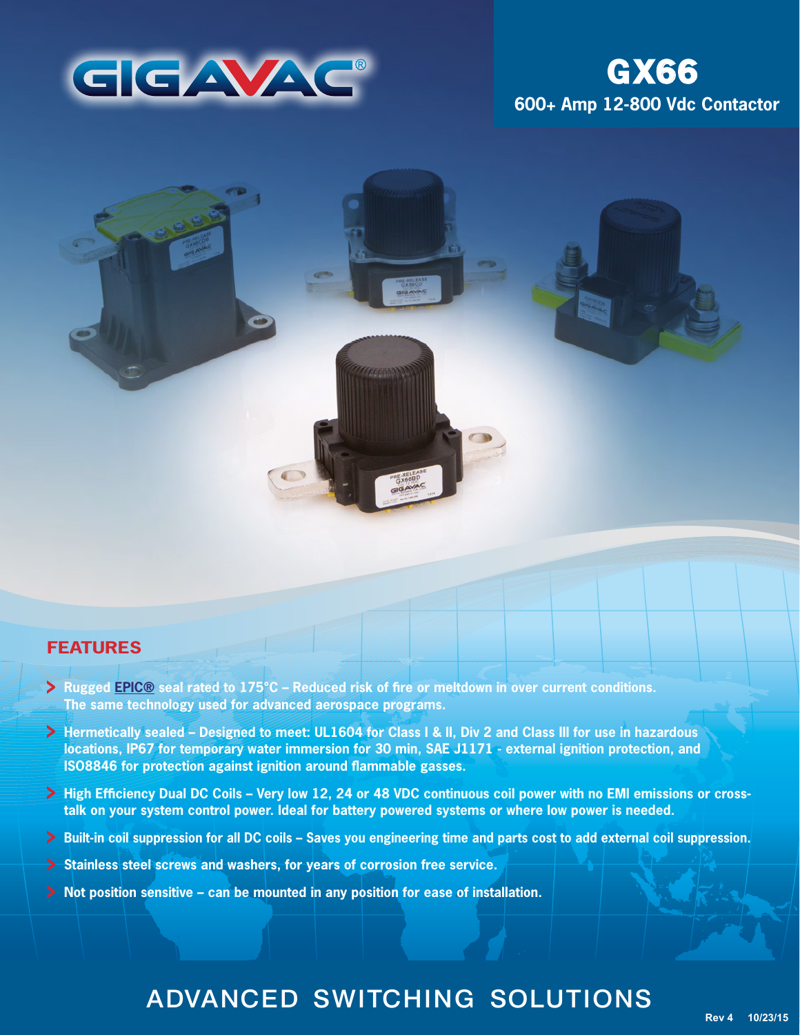# GIGAVAC®

## GX66

**600+ Amp 12-800 Vdc Contactor**

## FEATURES

- **Rugged EPIC® seal rated to 175°C – Reduced risk of fire or meltdown in over current conditions. The same technology used for advanced aerospace programs.**
- **Hermetically sealed – Designed to meet: UL1604 for Class I & II, Div 2 and Class III for use in hazardous locations, IP67 for temporary water immersion for 30 min, SAE J1171 - external ignition protection, and ISO8846 for protection against ignition around flammable gasses.**
- **High Efficiency Dual DC Coils – Very low 12, 24 or 48 VDC continuous coil power with no EMI emissions or cross-talk on your system control power. Ideal for battery powered systems or where low power is needed.**
- **Built-in coil suppression for all DC coils – Saves you engineering time and parts cost to add external coil suppression.**
- **Stainless steel screws and washers, for years of corrosion free service.**
- **Not position sensitive – can be mounted in any position for ease of installation.**

## ADVANCED SWITCHING SOLUTIONS

Rev 4 10/23/15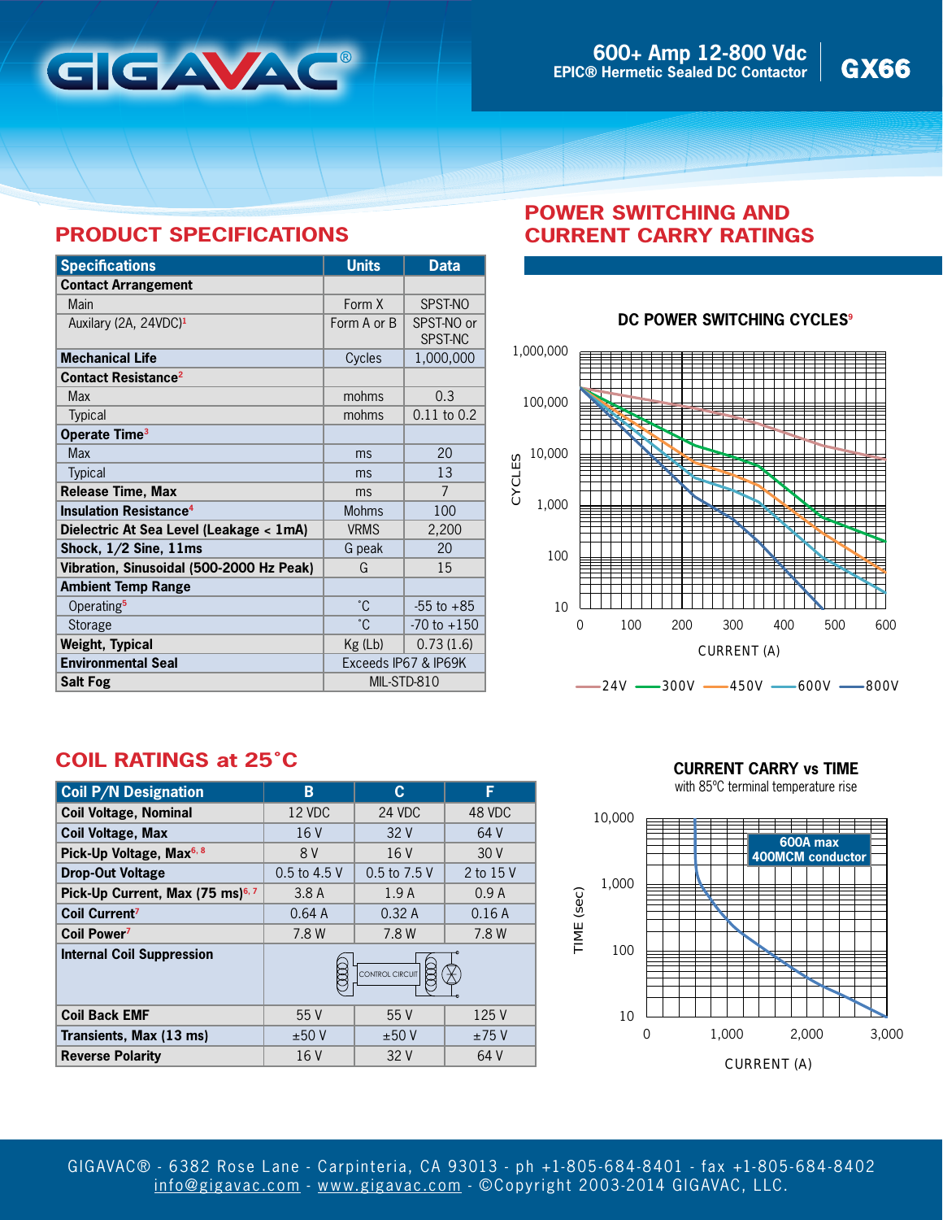# GIGAVAC®

**600+ Amp 12-800 Vdc**
**EPIC® Hermetic Sealed DC Contactor**

# GX66

## PRODUCT SPECIFICATIONS

| Specifications | Units | Data |
|---|---|---|
| **Contact Arrangement** | | |
| Main | Form X | SPST-NO |
| Auxilary (2A, 24VDC)[1] | Form A or B | SPST-NO or SPST-NC |
| **Mechanical Life** | Cycles | 1,000,000 |
| **Contact Resistance**[2] | | |
| Max | mohms | 0.3 |
| Typical | mohms | 0.11 to 0.2 |
| **Operate Time**[3] | | |
| Max | ms | 20 |
| Typical | ms | 13 |
| **Release Time, Max** | ms | 7 |
| **Insulation Resistance**[4] | Mohms | 100 |
| **Dielectric At Sea Level (Leakage < 1mA)** | VRMS | 2,200 |
| **Shock, 1/2 Sine, 11ms** | G peak | 20 |
| **Vibration, Sinusoidal (500-2000 Hz Peak)** | G | 15 |
| **Ambient Temp Range** | | |
| Operating[5] | ˚C | -55 to +85 |
| Storage | ˚C | -70 to +150 |
| **Weight, Typical** | Kg (Lb) | 0.73 (1.6) |
| **Environmental Seal** | Exceeds IP67 & IP69K | |
| **Salt Fog** | MIL-STD-810 | |

## POWER SWITCHING AND CURRENT CARRY RATINGS

**DC POWER SWITCHING CYCLES**[9]

CYCLES (10 – 1,000,000) vs CURRENT (A) (0 – 600)

24V, 300V, 450V, 600V, 800V

## COIL RATINGS at 25˚C

| Coil P/N Designation | B | C | F |
|---|---|---|---|
| **Coil Voltage, Nominal** | 12 VDC | 24 VDC | 48 VDC |
| **Coil Voltage, Max** | 16 V | 32 V | 64 V |
| **Pick-Up Voltage, Max**[6, 8] | 8 V | 16 V | 30 V |
| **Drop-Out Voltage** | 0.5 to 4.5 V | 0.5 to 7.5 V | 2 to 15 V |
| **Pick-Up Current, Max (75 ms)**[6, 7] | 3.8 A | 1.9 A | 0.9 A |
| **Coil Current**[7] | 0.64 A | 0.32 A | 0.16 A |
| **Coil Power**[7] | 7.8 W | 7.8 W | 7.8 W |
| **Internal Coil Suppression** | CONTROL CIRCUIT | | |
| **Coil Back EMF** | 55 V | 55 V | 125 V |
| **Transients, Max (13 ms)** | ±50 V | ±50 V | ±75 V |
| **Reverse Polarity** | 16 V | 32 V | 64 V |

**CURRENT CARRY vs TIME**
with 85ºC terminal temperature rise

TIME (sec) (10 – 10,000) vs CURRENT (A) (0 – 3,000)

600A max
400MCM conductor

GIGAVAC® - 6382 Rose Lane - Carpinteria, CA 93013 - ph +1-805-684-8401 - fax +1-805-684-8402
info@gigavac.com - www.gigavac.com - ©Copyright 2003-2014 GIGAVAC, LLC.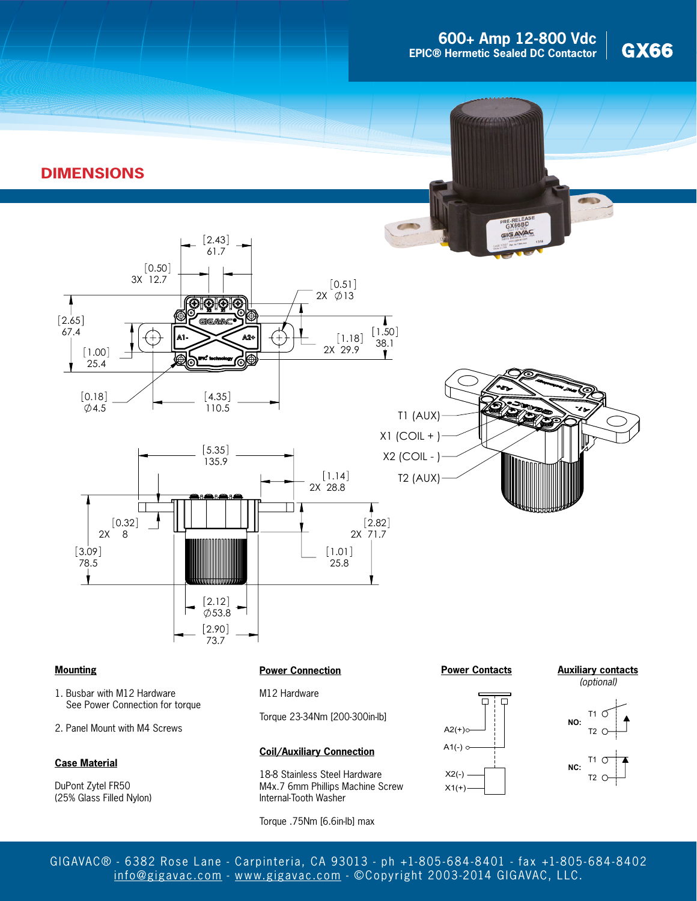# 600+ Amp 12-800 Vdc
## EPIC® Hermetic Sealed DC Contactor

# GX66

## DIMENSIONS

[2.43] 61.7

[0.50] 3X 12.7

[0.51] 2X ∅13

[2.65] 67.4

[1.00] 25.4

[1.18] 2X 29.9

[1.50] 38.1

[0.18] ∅4.5

[4.35] 110.5

T1 (AUX)

X1 (COIL + )

X2 (COIL - )

T2 (AUX)

[5.35] 135.9

[1.14] 2X 28.8

[0.32] 2X 8

[3.09] 78.5

[2.82] 2X 71.7

[1.01] 25.8

[2.12] ∅53.8

[2.90] 73.7

### Mounting

1. Busbar with M12 Hardware
   See Power Connection for torque
2. Panel Mount with M4 Screws

### Case Material

DuPont Zytel FR50
(25% Glass Filled Nylon)

### Power Connection

M12 Hardware

Torque 23-34Nm [200-300in-lb]

### Coil/Auxiliary Connection

18-8 Stainless Steel Hardware
M4x.7 6mm Phillips Machine Screw
Internal-Tooth Washer

Torque .75Nm [6.6in-lb] max

### Power Contacts

A2(+)
A1(-)
X2(-)
X1(+)

### Auxiliary contacts

*(optional)*

NO: T1 T2

NC: T1 T2

GIGAVAC® - 6382 Rose Lane - Carpinteria, CA 93013 - ph +1-805-684-8401 - fax +1-805-684-8402
info@gigavac.com - www.gigavac.com - ©Copyright 2003-2014 GIGAVAC, LLC.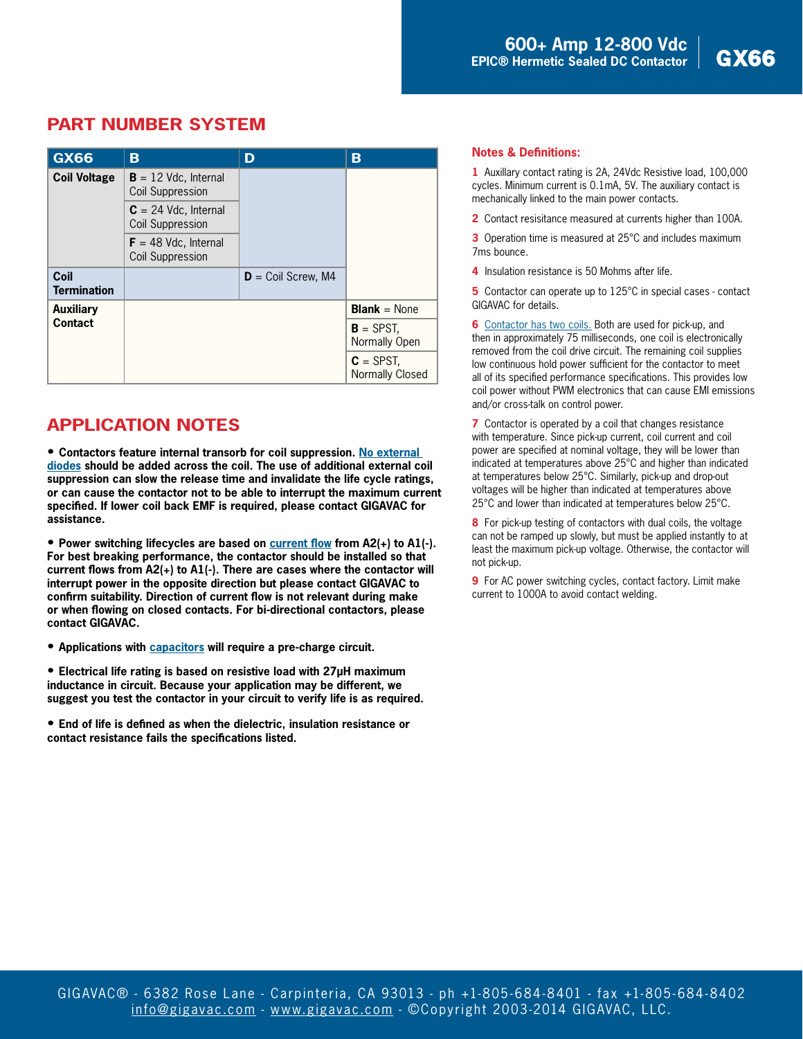## PART NUMBER SYSTEM

| GX66 | B | D | B |
|---|---|---|---|
| **Coil Voltage** | **B** = 12 Vdc, Internal Coil Suppression | | |
| | **C** = 24 Vdc, Internal Coil Suppression | | |
| | **F** = 48 Vdc, Internal Coil Suppression | | |
| **Coil Termination** | | **D** = Coil Screw, M4 | |
| **Auxiliary Contact** | | | **Blank** = None |
| | | | **B** = SPST, Normally Open |
| | | | **C** = SPST, Normally Closed |

## APPLICATION NOTES

- **Contactors feature internal transorb for coil suppression. No external diodes should be added across the coil. The use of additional external coil suppression can slow the release time and invalidate the life cycle ratings, or can cause the contactor not to be able to interrupt the maximum current specified. If lower coil back EMF is required, please contact GIGAVAC for assistance.**

- **Power switching lifecycles are based on current flow from A2(+) to A1(-). For best breaking performance, the contactor should be installed so that current flows from A2(+) to A1(-). There are cases where the contactor will interrupt power in the opposite direction but please contact GIGAVAC to confirm suitability. Direction of current flow is not relevant during make or when flowing on closed contacts. For bi-directional contactors, please contact GIGAVAC.**

- **Applications with capacitors will require a pre-charge circuit.**

- **Electrical life rating is based on resistive load with 27μH maximum inductance in circuit. Because your application may be different, we suggest you test the contactor in your circuit to verify life is as required.**

- **End of life is defined as when the dielectric, insulation resistance or contact resistance fails the specifications listed.**

### Notes & Definitions:

1 Auxillary contact rating is 2A, 24Vdc Resistive load, 100,000 cycles. Minimum current is 0.1mA, 5V. The auxiliary contact is mechanically linked to the main power contacts.

2 Contact resisitance measured at currents higher than 100A.

3 Operation time is measured at 25°C and includes maximum 7ms bounce.

4 Insulation resistance is 50 Mohms after life.

5 Contactor can operate up to 125°C in special cases - contact GIGAVAC for details.

6 Contactor has two coils. Both are used for pick-up, and then in approximately 75 milliseconds, one coil is electronically removed from the coil drive circuit. The remaining coil supplies low continuous hold power sufficient for the contactor to meet all of its specified performance specifications. This provides low coil power without PWM electronics that can cause EMI emissions and/or cross-talk on control power.

7 Contactor is operated by a coil that changes resistance with temperature. Since pick-up current, coil current and coil power are specified at nominal voltage, they will be lower than indicated at temperatures above 25°C and higher than indicated at temperatures below 25°C. Similarly, pick-up and drop-out voltages will be higher than indicated at temperatures above 25°C and lower than indicated at temperatures below 25°C.

8 For pick-up testing of contactors with dual coils, the voltage can not be ramped up slowly, but must be applied instantly to at least the maximum pick-up voltage. Otherwise, the contactor will not pick-up.

9 For AC power switching cycles, contact factory. Limit make current to 1000A to avoid contact welding.